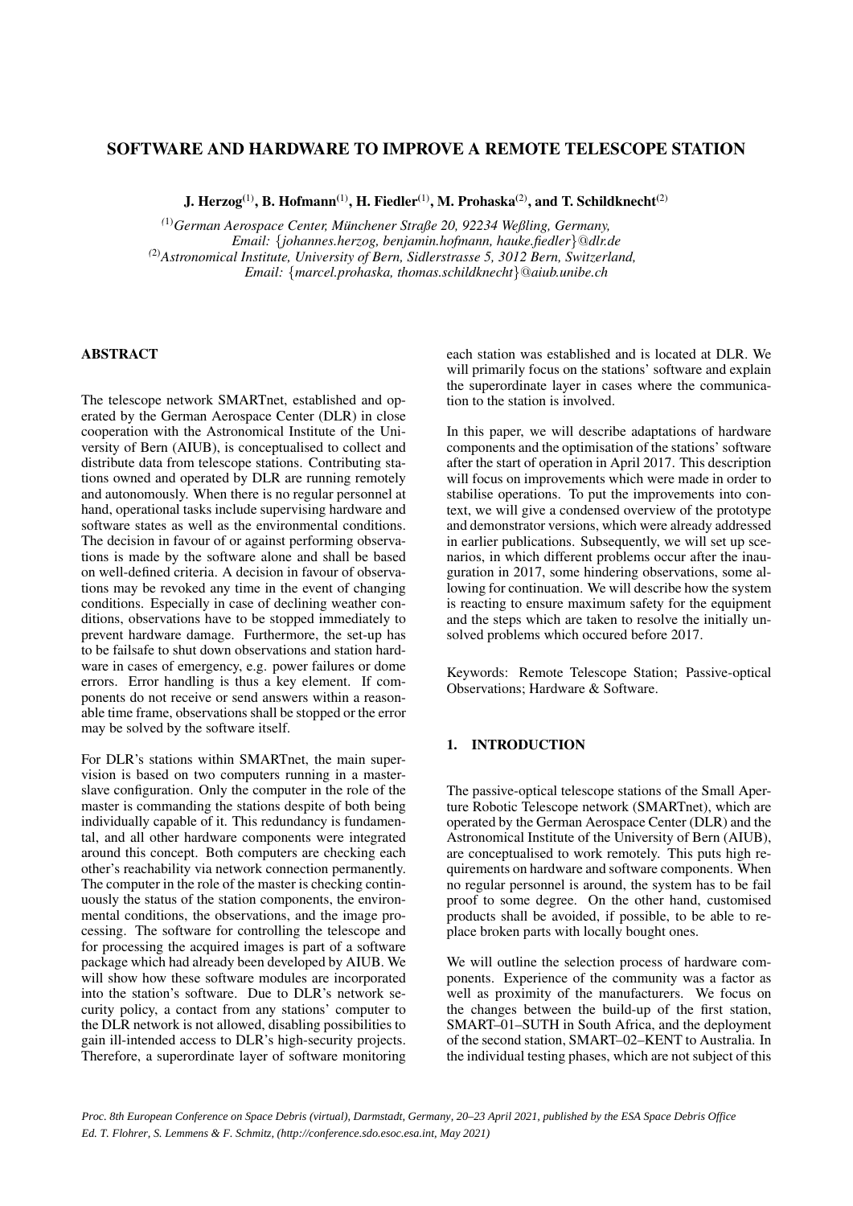# SOFTWARE AND HARDWARE TO IMPROVE A REMOTE TELESCOPE STATION

**J. Herzog[(1)], B. Hofmann[(1)], H. Fiedler[(1)], M. Prohaska[(2)], and T. Schildknecht[(2)]**

[(1)] *German Aerospace Center, Münchener Straße 20, 92234 Weßling, Germany,*
*Email: {johannes.herzog, benjamin.hofmann, hauke.fiedler}@dlr.de*
[(2)] *Astronomical Institute, University of Bern, Sidlerstrasse 5, 3012 Bern, Switzerland,*
*Email: {marcel.prohaska, thomas.schildknecht}@aiub.unibe.ch*

## ABSTRACT

The telescope network SMARTnet, established and operated by the German Aerospace Center (DLR) in close cooperation with the Astronomical Institute of the University of Bern (AIUB), is conceptualised to collect and distribute data from telescope stations. Contributing stations owned and operated by DLR are running remotely and autonomously. When there is no regular personnel at hand, operational tasks include supervising hardware and software states as well as the environmental conditions. The decision in favour of or against performing observations is made by the software alone and shall be based on well-defined criteria. A decision in favour of observations may be revoked any time in the event of changing conditions. Especially in case of declining weather conditions, observations have to be stopped immediately to prevent hardware damage. Furthermore, the set-up has to be failsafe to shut down observations and station hardware in cases of emergency, e.g. power failures or dome errors. Error handling is thus a key element. If components do not receive or send answers within a reasonable time frame, observations shall be stopped or the error may be solved by the software itself.

For DLR's stations within SMARTnet, the main supervision is based on two computers running in a master-slave configuration. Only the computer in the role of the master is commanding the stations despite of both being individually capable of it. This redundancy is fundamental, and all other hardware components were integrated around this concept. Both computers are checking each other's reachability via network connection permanently. The computer in the role of the master is checking continuously the status of the station components, the environmental conditions, the observations, and the image processing. The software for controlling the telescope and for processing the acquired images is part of a software package which had already been developed by AIUB. We will show how these software modules are incorporated into the station's software. Due to DLR's network security policy, a contact from any stations' computer to the DLR network is not allowed, disabling possibilities to gain ill-intended access to DLR's high-security projects. Therefore, a superordinate layer of software monitoring each station was established and is located at DLR. We will primarily focus on the stations' software and explain the superordinate layer in cases where the communication to the station is involved.

In this paper, we will describe adaptations of hardware components and the optimisation of the stations' software after the start of operation in April 2017. This description will focus on improvements which were made in order to stabilise operations. To put the improvements into context, we will give a condensed overview of the prototype and demonstrator versions, which were already addressed in earlier publications. Subsequently, we will set up scenarios, in which different problems occur after the inauguration in 2017, some hindering observations, some allowing for continuation. We will describe how the system is reacting to ensure maximum safety for the equipment and the steps which are taken to resolve the initially unsolved problems which occured before 2017.

Keywords: Remote Telescope Station; Passive-optical Observations; Hardware & Software.

## 1. INTRODUCTION

The passive-optical telescope stations of the Small Aperture Robotic Telescope network (SMARTnet), which are operated by the German Aerospace Center (DLR) and the Astronomical Institute of the University of Bern (AIUB), are conceptualised to work remotely. This puts high requirements on hardware and software components. When no regular personnel is around, the system has to be fail proof to some degree. On the other hand, customised products shall be avoided, if possible, to be able to replace broken parts with locally bought ones.

We will outline the selection process of hardware components. Experience of the community was a factor as well as proximity of the manufacturers. We focus on the changes between the build-up of the first station, SMART–01–SUTH in South Africa, and the deployment of the second station, SMART–02–KENT to Australia. In the individual testing phases, which are not subject of this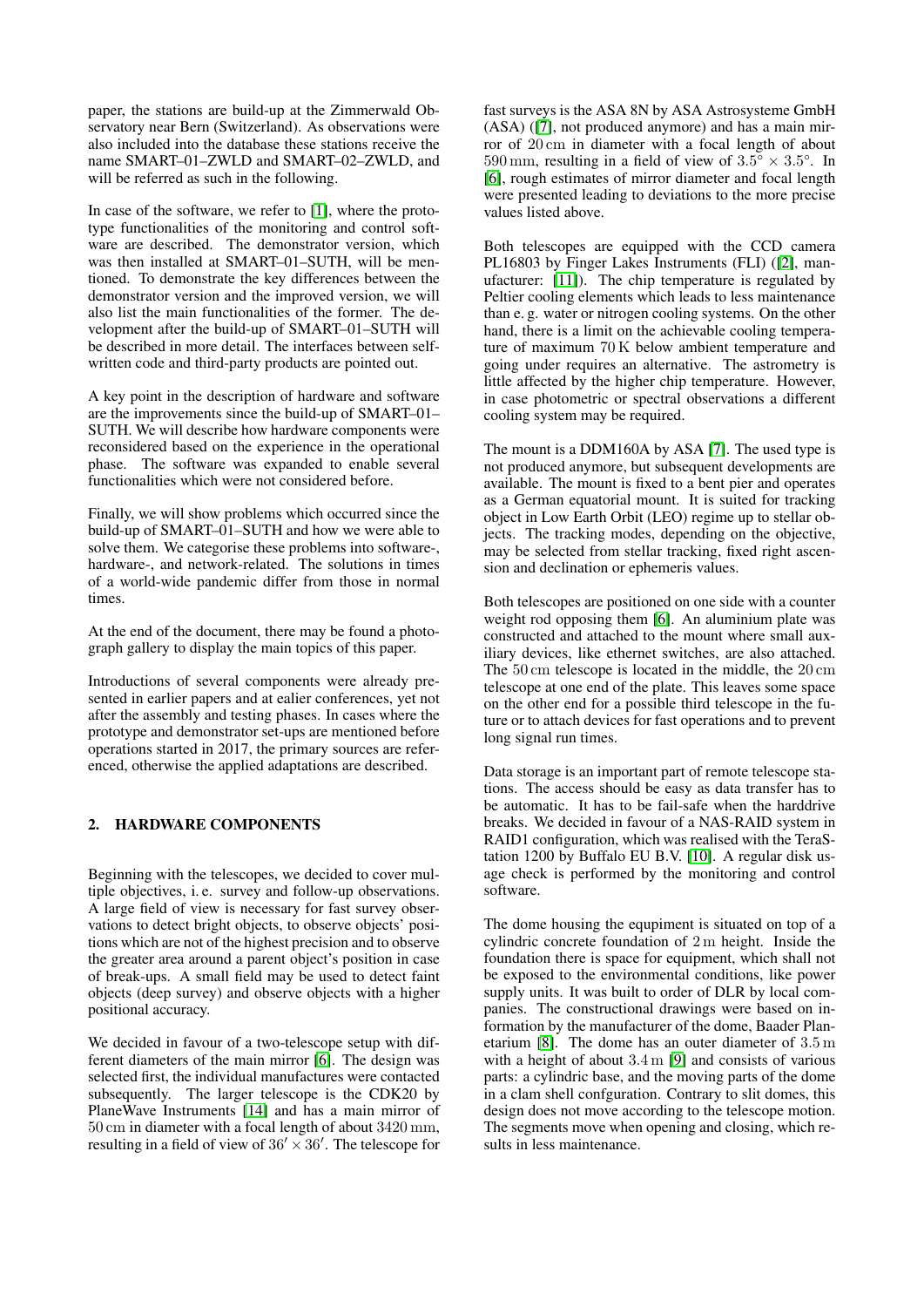paper, the stations are build-up at the Zimmerwald Observatory near Bern (Switzerland). As observations were also included into the database these stations receive the name SMART–01–ZWLD and SMART–02–ZWLD, and will be referred as such in the following.

In case of the software, we refer to [1], where the prototype functionalities of the monitoring and control software are described. The demonstrator version, which was then installed at SMART–01–SUTH, will be mentioned. To demonstrate the key differences between the demonstrator version and the improved version, we will also list the main functionalities of the former. The development after the build-up of SMART–01–SUTH will be described in more detail. The interfaces between self-written code and third-party products are pointed out.

A key point in the description of hardware and software are the improvements since the build-up of SMART–01–SUTH. We will describe how hardware components were reconsidered based on the experience in the operational phase. The software was expanded to enable several functionalities which were not considered before.

Finally, we will show problems which occurred since the build-up of SMART–01–SUTH and how we were able to solve them. We categorise these problems into software-, hardware-, and network-related. The solutions in times of a world-wide pandemic differ from those in normal times.

At the end of the document, there may be found a photograph gallery to display the main topics of this paper.

Introductions of several components were already presented in earlier papers and at ealier conferences, yet not after the assembly and testing phases. In cases where the prototype and demonstrator set-ups are mentioned before operations started in 2017, the primary sources are referenced, otherwise the applied adaptations are described.

## 2. HARDWARE COMPONENTS

Beginning with the telescopes, we decided to cover multiple objectives, i. e. survey and follow-up observations. A large field of view is necessary for fast survey observations to detect bright objects, to observe objects' positions which are not of the highest precision and to observe the greater area around a parent object's position in case of break-ups. A small field may be used to detect faint objects (deep survey) and observe objects with a higher positional accuracy.

We decided in favour of a two-telescope setup with different diameters of the main mirror [6]. The design was selected first, the individual manufactures were contacted subsequently. The larger telescope is the CDK20 by PlaneWave Instruments [14] and has a main mirror of 50 cm in diameter with a focal length of about 3420 mm, resulting in a field of view of $36' \times 36'$. The telescope for fast surveys is the ASA 8N by ASA Astrosysteme GmbH (ASA) ([7], not produced anymore) and has a main mirror of 20 cm in diameter with a focal length of about 590 mm, resulting in a field of view of $3.5^{\circ} \times 3.5^{\circ}$. In [6], rough estimates of mirror diameter and focal length were presented leading to deviations to the more precise values listed above.

Both telescopes are equipped with the CCD camera PL16803 by Finger Lakes Instruments (FLI) ([2], manufacturer: [11]). The chip temperature is regulated by Peltier cooling elements which leads to less maintenance than e. g. water or nitrogen cooling systems. On the other hand, there is a limit on the achievable cooling temperature of maximum 70 K below ambient temperature and going under requires an alternative. The astrometry is little affected by the higher chip temperature. However, in case photometric or spectral observations a different cooling system may be required.

The mount is a DDM160A by ASA [7]. The used type is not produced anymore, but subsequent developments are available. The mount is fixed to a bent pier and operates as a German equatorial mount. It is suited for tracking object in Low Earth Orbit (LEO) regime up to stellar objects. The tracking modes, depending on the objective, may be selected from stellar tracking, fixed right ascension and declination or ephemeris values.

Both telescopes are positioned on one side with a counter weight rod opposing them [6]. An aluminium plate was constructed and attached to the mount where small auxiliary devices, like ethernet switches, are also attached. The 50 cm telescope is located in the middle, the 20 cm telescope at one end of the plate. This leaves some space on the other end for a possible third telescope in the future or to attach devices for fast operations and to prevent long signal run times.

Data storage is an important part of remote telescope stations. The access should be easy as data transfer has to be automatic. It has to be fail-safe when the harddrive breaks. We decided in favour of a NAS-RAID system in RAID1 configuration, which was realised with the TeraStation 1200 by Buffalo EU B.V. [10]. A regular disk usage check is performed by the monitoring and control software.

The dome housing the equipment is situated on top of a cylindric concrete foundation of 2 m height. Inside the foundation there is space for equipment, which shall not be exposed to the environmental conditions, like power supply units. It was built to order of DLR by local companies. The constructional drawings were based on information by the manufacturer of the dome, Baader Planetarium [8]. The dome has an outer diameter of 3.5 m with a height of about 3.4 m [9] and consists of various parts: a cylindric base, and the moving parts of the dome in a clam shell confguration. Contrary to slit domes, this design does not move according to the telescope motion. The segments move when opening and closing, which results in less maintenance.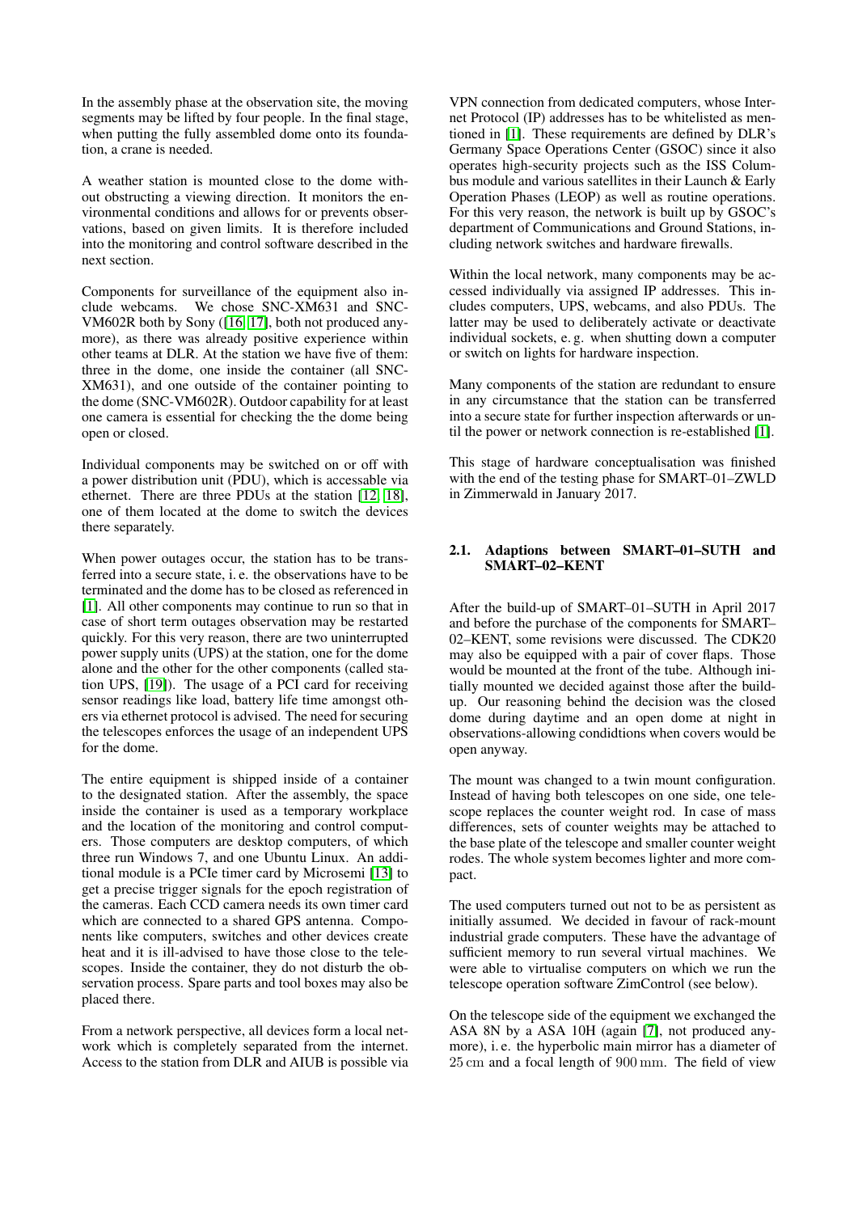In the assembly phase at the observation site, the moving segments may be lifted by four people. In the final stage, when putting the fully assembled dome onto its foundation, a crane is needed.

A weather station is mounted close to the dome without obstructing a viewing direction. It monitors the environmental conditions and allows for or prevents observations, based on given limits. It is therefore included into the monitoring and control software described in the next section.

Components for surveillance of the equipment also include webcams. We chose SNC-XM631 and SNC-VM602R both by Sony ([16, 17], both not produced anymore), as there was already positive experience within other teams at DLR. At the station we have five of them: three in the dome, one inside the container (all SNC-XM631), and one outside of the container pointing to the dome (SNC-VM602R). Outdoor capability for at least one camera is essential for checking the the dome being open or closed.

Individual components may be switched on or off with a power distribution unit (PDU), which is accessable via ethernet. There are three PDUs at the station [12, 18], one of them located at the dome to switch the devices there separately.

When power outages occur, the station has to be transferred into a secure state, i. e. the observations have to be terminated and the dome has to be closed as referenced in [1]. All other components may continue to run so that in case of short term outages observation may be restarted quickly. For this very reason, there are two uninterrupted power supply units (UPS) at the station, one for the dome alone and the other for the other components (called station UPS, [19]). The usage of a PCI card for receiving sensor readings like load, battery life time amongst others via ethernet protocol is advised. The need for securing the telescopes enforces the usage of an independent UPS for the dome.

The entire equipment is shipped inside of a container to the designated station. After the assembly, the space inside the container is used as a temporary workplace and the location of the monitoring and control computers. Those computers are desktop computers, of which three run Windows 7, and one Ubuntu Linux. An additional module is a PCIe timer card by Microsemi [13] to get a precise trigger signals for the epoch registration of the cameras. Each CCD camera needs its own timer card which are connected to a shared GPS antenna. Components like computers, switches and other devices create heat and it is ill-advised to have those close to the telescopes. Inside the container, they do not disturb the observation process. Spare parts and tool boxes may also be placed there.

From a network perspective, all devices form a local network which is completely separated from the internet. Access to the station from DLR and AIUB is possible via VPN connection from dedicated computers, whose Internet Protocol (IP) addresses has to be whitelisted as mentioned in [1]. These requirements are defined by DLR's Germany Space Operations Center (GSOC) since it also operates high-security projects such as the ISS Columbus module and various satellites in their Launch & Early Operation Phases (LEOP) as well as routine operations. For this very reason, the network is built up by GSOC's department of Communications and Ground Stations, including network switches and hardware firewalls.

Within the local network, many components may be accessed individually via assigned IP addresses. This includes computers, UPS, webcams, and also PDUs. The latter may be used to deliberately activate or deactivate individual sockets, e. g. when shutting down a computer or switch on lights for hardware inspection.

Many components of the station are redundant to ensure in any circumstance that the station can be transferred into a secure state for further inspection afterwards or until the power or network connection is re-established [1].

This stage of hardware conceptualisation was finished with the end of the testing phase for SMART–01–ZWLD in Zimmerwald in January 2017.

### 2.1. Adaptions between SMART–01–SUTH and SMART–02–KENT

After the build-up of SMART–01–SUTH in April 2017 and before the purchase of the components for SMART–02–KENT, some revisions were discussed. The CDK20 may also be equipped with a pair of cover flaps. Those would be mounted at the front of the tube. Although initially mounted we decided against those after the build-up. Our reasoning behind the decision was the closed dome during daytime and an open dome at night in observations-allowing condidtions when covers would be open anyway.

The mount was changed to a twin mount configuration. Instead of having both telescopes on one side, one telescope replaces the counter weight rod. In case of mass differences, sets of counter weights may be attached to the base plate of the telescope and smaller counter weight rodes. The whole system becomes lighter and more compact.

The used computers turned out not to be as persistent as initially assumed. We decided in favour of rack-mount industrial grade computers. These have the advantage of sufficient memory to run several virtual machines. We were able to virtualise computers on which we run the telescope operation software ZimControl (see below).

On the telescope side of the equipment we exchanged the ASA 8N by a ASA 10H (again [7], not produced anymore), i. e. the hyperbolic main mirror has a diameter of 25 cm and a focal length of 900 mm. The field of view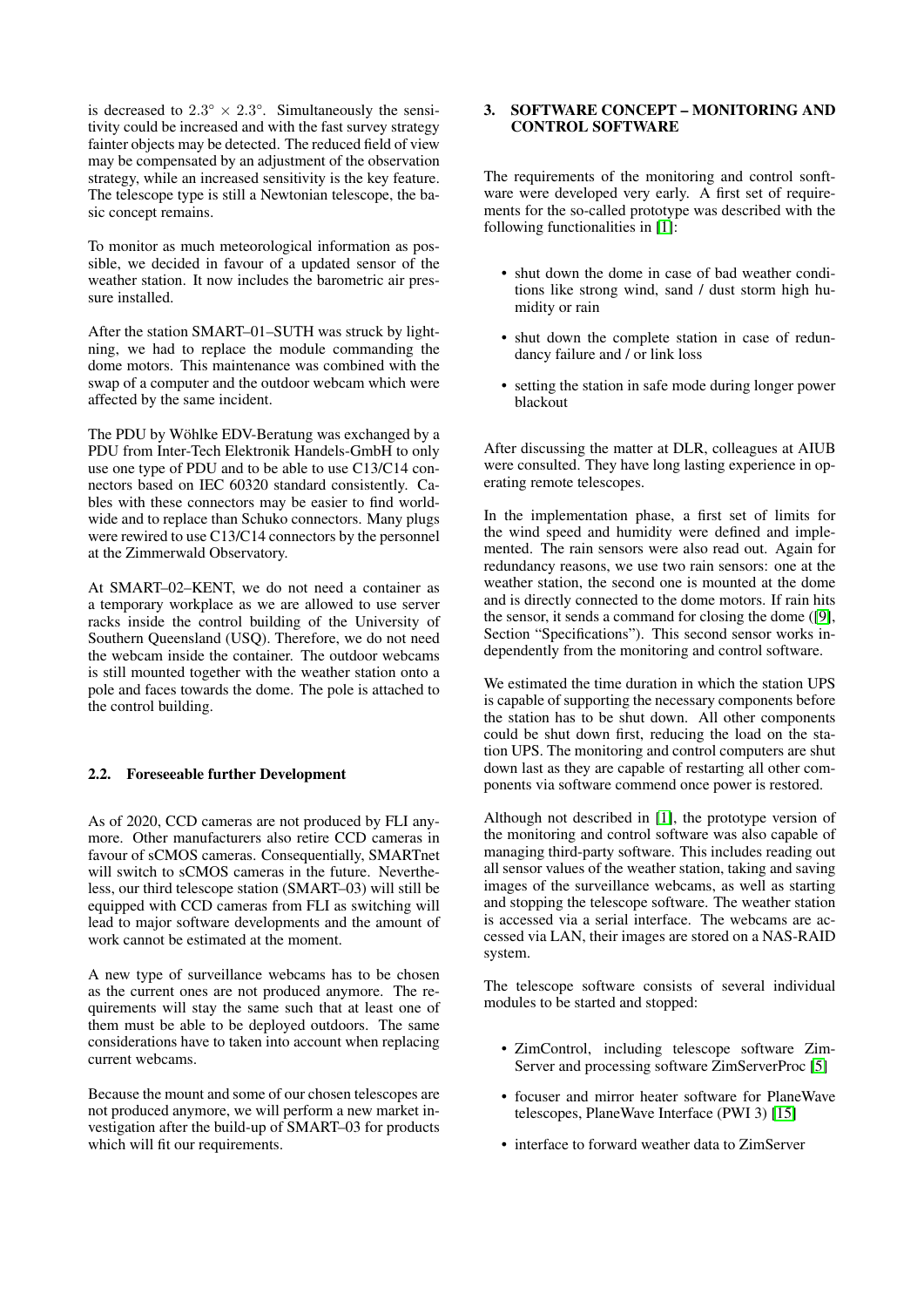is decreased to $2.3^\circ \times 2.3^\circ$. Simultaneously the sensitivity could be increased and with the fast survey strategy fainter objects may be detected. The reduced field of view may be compensated by an adjustment of the observation strategy, while an increased sensitivity is the key feature. The telescope type is still a Newtonian telescope, the basic concept remains.

To monitor as much meteorological information as possible, we decided in favour of a updated sensor of the weather station. It now includes the barometric air pressure installed.

After the station SMART–01–SUTH was struck by lightning, we had to replace the module commanding the dome motors. This maintenance was combined with the swap of a computer and the outdoor webcam which were affected by the same incident.

The PDU by Wöhlke EDV-Beratung was exchanged by a PDU from Inter-Tech Elektronik Handels-GmbH to only use one type of PDU and to be able to use C13/C14 connectors based on IEC 60320 standard consistently. Cables with these connectors may be easier to find worldwide and to replace than Schuko connectors. Many plugs were rewired to use C13/C14 connectors by the personnel at the Zimmerwald Observatory.

At SMART–02–KENT, we do not need a container as a temporary workplace as we are allowed to use server racks inside the control building of the University of Southern Queensland (USQ). Therefore, we do not need the webcam inside the container. The outdoor webcams is still mounted together with the weather station onto a pole and faces towards the dome. The pole is attached to the control building.

### 2.2. Foreseeable further Development

As of 2020, CCD cameras are not produced by FLI anymore. Other manufacturers also retire CCD cameras in favour of sCMOS cameras. Consequentially, SMARTnet will switch to sCMOS cameras in the future. Nevertheless, our third telescope station (SMART–03) will still be equipped with CCD cameras from FLI as switching will lead to major software developments and the amount of work cannot be estimated at the moment.

A new type of surveillance webcams has to be chosen as the current ones are not produced anymore. The requirements will stay the same such that at least one of them must be able to be deployed outdoors. The same considerations have to taken into account when replacing current webcams.

Because the mount and some of our chosen telescopes are not produced anymore, we will perform a new market investigation after the build-up of SMART–03 for products which will fit our requirements.

## 3. SOFTWARE CONCEPT – MONITORING AND CONTROL SOFTWARE

The requirements of the monitoring and control sonftware were developed very early. A first set of requirements for the so-called prototype was described with the following functionalities in [1]:

- shut down the dome in case of bad weather conditions like strong wind, sand / dust storm high humidity or rain
- shut down the complete station in case of redundancy failure and / or link loss
- setting the station in safe mode during longer power blackout

After discussing the matter at DLR, colleagues at AIUB were consulted. They have long lasting experience in operating remote telescopes.

In the implementation phase, a first set of limits for the wind speed and humidity were defined and implemented. The rain sensors were also read out. Again for redundancy reasons, we use two rain sensors: one at the weather station, the second one is mounted at the dome and is directly connected to the dome motors. If rain hits the sensor, it sends a command for closing the dome ([9], Section "Specifications"). This second sensor works independently from the monitoring and control software.

We estimated the time duration in which the station UPS is capable of supporting the necessary components before the station has to be shut down. All other components could be shut down first, reducing the load on the station UPS. The monitoring and control computers are shut down last as they are capable of restarting all other components via software commend once power is restored.

Although not described in [1], the prototype version of the monitoring and control software was also capable of managing third-party software. This includes reading out all sensor values of the weather station, taking and saving images of the surveillance webcams, as well as starting and stopping the telescope software. The weather station is accessed via a serial interface. The webcams are accessed via LAN, their images are stored on a NAS-RAID system.

The telescope software consists of several individual modules to be started and stopped:

- ZimControl, including telescope software ZimServer and processing software ZimServerProc [5]
- focuser and mirror heater software for PlaneWave telescopes, PlaneWave Interface (PWI 3) [15]
- interface to forward weather data to ZimServer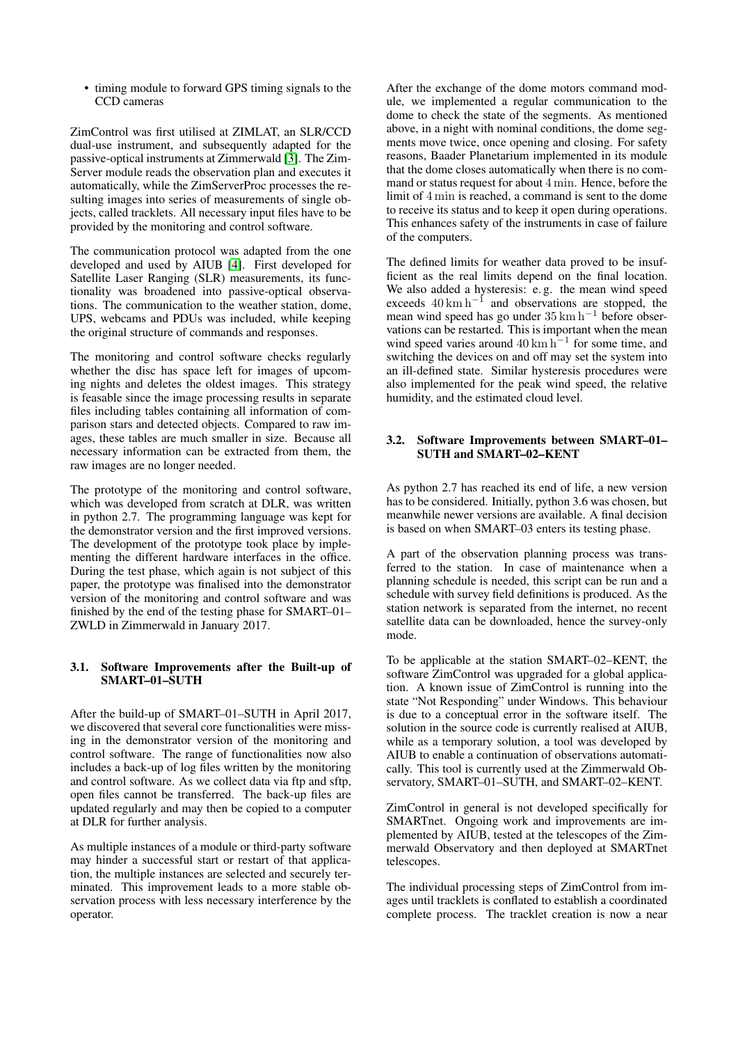- timing module to forward GPS timing signals to the CCD cameras

ZimControl was first utilised at ZIMLAT, an SLR/CCD dual-use instrument, and subsequently adapted for the passive-optical instruments at Zimmerwald [3]. The ZimServer module reads the observation plan and executes it automatically, while the ZimServerProc processes the resulting images into series of measurements of single objects, called tracklets. All necessary input files have to be provided by the monitoring and control software.

The communication protocol was adapted from the one developed and used by AIUB [4]. First developed for Satellite Laser Ranging (SLR) measurements, its functionality was broadened into passive-optical observations. The communication to the weather station, dome, UPS, webcams and PDUs was included, while keeping the original structure of commands and responses.

The monitoring and control software checks regularly whether the disc has space left for images of upcoming nights and deletes the oldest images. This strategy is feasable since the image processing results in separate files including tables containing all information of comparison stars and detected objects. Compared to raw images, these tables are much smaller in size. Because all necessary information can be extracted from them, the raw images are no longer needed.

The prototype of the monitoring and control software, which was developed from scratch at DLR, was written in python 2.7. The programming language was kept for the demonstrator version and the first improved versions. The development of the prototype took place by implementing the different hardware interfaces in the office. During the test phase, which again is not subject of this paper, the prototype was finalised into the demonstrator version of the monitoring and control software and was finished by the end of the testing phase for SMART–01–ZWLD in Zimmerwald in January 2017.

### 3.1. Software Improvements after the Built-up of SMART–01–SUTH

After the build-up of SMART–01–SUTH in April 2017, we discovered that several core functionalities were missing in the demonstrator version of the monitoring and control software. The range of functionalities now also includes a back-up of log files written by the monitoring and control software. As we collect data via ftp and sftp, open files cannot be transferred. The back-up files are updated regularly and may then be copied to a computer at DLR for further analysis.

As multiple instances of a module or third-party software may hinder a successful start or restart of that application, the multiple instances are selected and securely terminated. This improvement leads to a more stable observation process with less necessary interference by the operator.

After the exchange of the dome motors command module, we implemented a regular communication to the dome to check the state of the segments. As mentioned above, in a night with nominal conditions, the dome segments move twice, once opening and closing. For safety reasons, Baader Planetarium implemented in its module that the dome closes automatically when there is no command or status request for about $4\,\mathrm{min}$. Hence, before the limit of $4\,\mathrm{min}$ is reached, a command is sent to the dome to receive its status and to keep it open during operations. This enhances safety of the instruments in case of failure of the computers.

The defined limits for weather data proved to be insufficient as the real limits depend on the final location. We also added a hysteresis: e. g. the mean wind speed exceeds $40\,\mathrm{km\,h^{-1}}$ and observations are stopped, the mean wind speed has go under $35\,\mathrm{km\,h^{-1}}$ before observations can be restarted. This is important when the mean wind speed varies around $40\,\mathrm{km\,h^{-1}}$ for some time, and switching the devices on and off may set the system into an ill-defined state. Similar hysteresis procedures were also implemented for the peak wind speed, the relative humidity, and the estimated cloud level.

### 3.2. Software Improvements between SMART–01–SUTH and SMART–02–KENT

As python 2.7 has reached its end of life, a new version has to be considered. Initially, python 3.6 was chosen, but meanwhile newer versions are available. A final decision is based on when SMART–03 enters its testing phase.

A part of the observation planning process was transferred to the station. In case of maintenance when a planning schedule is needed, this script can be run and a schedule with survey field definitions is produced. As the station network is separated from the internet, no recent satellite data can be downloaded, hence the survey-only mode.

To be applicable at the station SMART–02–KENT, the software ZimControl was upgraded for a global application. A known issue of ZimControl is running into the state "Not Responding" under Windows. This behaviour is due to a conceptual error in the software itself. The solution in the source code is currently realised at AIUB, while as a temporary solution, a tool was developed by AIUB to enable a continuation of observations automatically. This tool is currently used at the Zimmerwald Observatory, SMART–01–SUTH, and SMART–02–KENT.

ZimControl in general is not developed specifically for SMARTnet. Ongoing work and improvements are implemented by AIUB, tested at the telescopes of the Zimmerwald Observatory and then deployed at SMARTnet telescopes.

The individual processing steps of ZimControl from images until tracklets is conflated to establish a coordinated complete process. The tracklet creation is now a near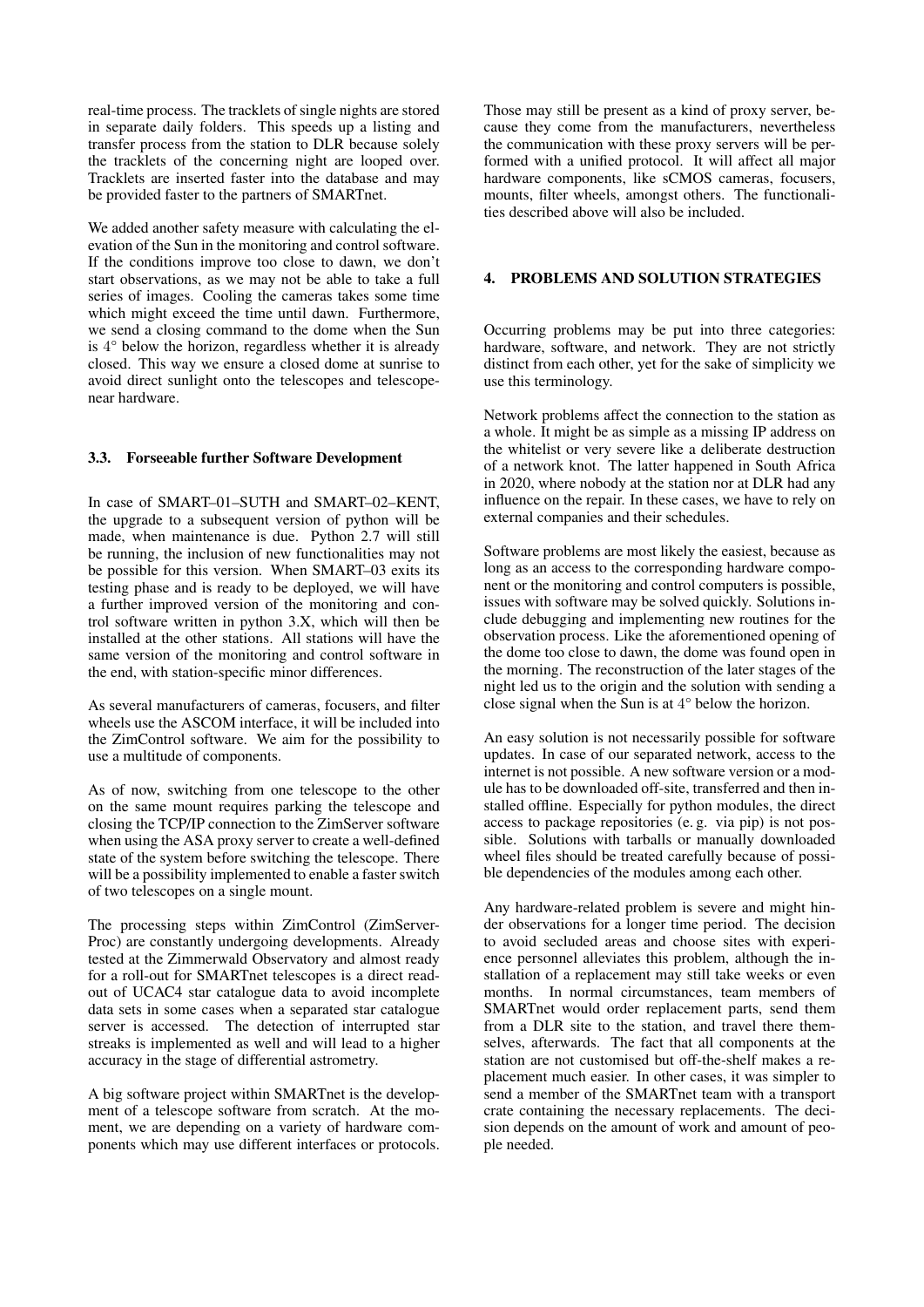real-time process. The tracklets of single nights are stored in separate daily folders. This speeds up a listing and transfer process from the station to DLR because solely the tracklets of the concerning night are looped over. Tracklets are inserted faster into the database and may be provided faster to the partners of SMARTnet.

We added another safety measure with calculating the elevation of the Sun in the monitoring and control software. If the conditions improve too close to dawn, we don't start observations, as we may not be able to take a full series of images. Cooling the cameras takes some time which might exceed the time until dawn. Furthermore, we send a closing command to the dome when the Sun is $4^{\circ}$ below the horizon, regardless whether it is already closed. This way we ensure a closed dome at sunrise to avoid direct sunlight onto the telescopes and telescope-near hardware.

### 3.3. Forseeable further Software Development

In case of SMART–01–SUTH and SMART–02–KENT, the upgrade to a subsequent version of python will be made, when maintenance is due. Python 2.7 will still be running, the inclusion of new functionalities may not be possible for this version. When SMART–03 exits its testing phase and is ready to be deployed, we will have a further improved version of the monitoring and control software written in python 3.X, which will then be installed at the other stations. All stations will have the same version of the monitoring and control software in the end, with station-specific minor differences.

As several manufacturers of cameras, focusers, and filter wheels use the ASCOM interface, it will be included into the ZimControl software. We aim for the possibility to use a multitude of components.

As of now, switching from one telescope to the other on the same mount requires parking the telescope and closing the TCP/IP connection to the ZimServer software when using the ASA proxy server to create a well-defined state of the system before switching the telescope. There will be a possibility implemented to enable a faster switch of two telescopes on a single mount.

The processing steps within ZimControl (ZimServer-Proc) are constantly undergoing developments. Already tested at the Zimmerwald Observatory and almost ready for a roll-out for SMARTnet telescopes is a direct read-out of UCAC4 star catalogue data to avoid incomplete data sets in some cases when a separated star catalogue server is accessed. The detection of interrupted star streaks is implemented as well and will lead to a higher accuracy in the stage of differential astrometry.

A big software project within SMARTnet is the development of a telescope software from scratch. At the moment, we are depending on a variety of hardware components which may use different interfaces or protocols. Those may still be present as a kind of proxy server, because they come from the manufacturers, nevertheless the communication with these proxy servers will be performed with a unified protocol. It will affect all major hardware components, like sCMOS cameras, focusers, mounts, filter wheels, amongst others. The functionalities described above will also be included.

## 4. PROBLEMS AND SOLUTION STRATEGIES

Occurring problems may be put into three categories: hardware, software, and network. They are not strictly distinct from each other, yet for the sake of simplicity we use this terminology.

Network problems affect the connection to the station as a whole. It might be as simple as a missing IP address on the whitelist or very severe like a deliberate destruction of a network knot. The latter happened in South Africa in 2020, where nobody at the station nor at DLR had any influence on the repair. In these cases, we have to rely on external companies and their schedules.

Software problems are most likely the easiest, because as long as an access to the corresponding hardware component or the monitoring and control computers is possible, issues with software may be solved quickly. Solutions include debugging and implementing new routines for the observation process. Like the aforementioned opening of the dome too close to dawn, the dome was found open in the morning. The reconstruction of the later stages of the night led us to the origin and the solution with sending a close signal when the Sun is at $4^{\circ}$ below the horizon.

An easy solution is not necessarily possible for software updates. In case of our separated network, access to the internet is not possible. A new software version or a module has to be downloaded off-site, transferred and then installed offline. Especially for python modules, the direct access to package repositories (e. g. via pip) is not possible. Solutions with tarballs or manually downloaded wheel files should be treated carefully because of possible dependencies of the modules among each other.

Any hardware-related problem is severe and might hinder observations for a longer time period. The decision to avoid secluded areas and choose sites with experience personnel alleviates this problem, although the installation of a replacement may still take weeks or even months. In normal circumstances, team members of SMARTnet would order replacement parts, send them from a DLR site to the station, and travel there themselves, afterwards. The fact that all components at the station are not customised but off-the-shelf makes a replacement much easier. In other cases, it was simpler to send a member of the SMARTnet team with a transport crate containing the necessary replacements. The decision depends on the amount of work and amount of people needed.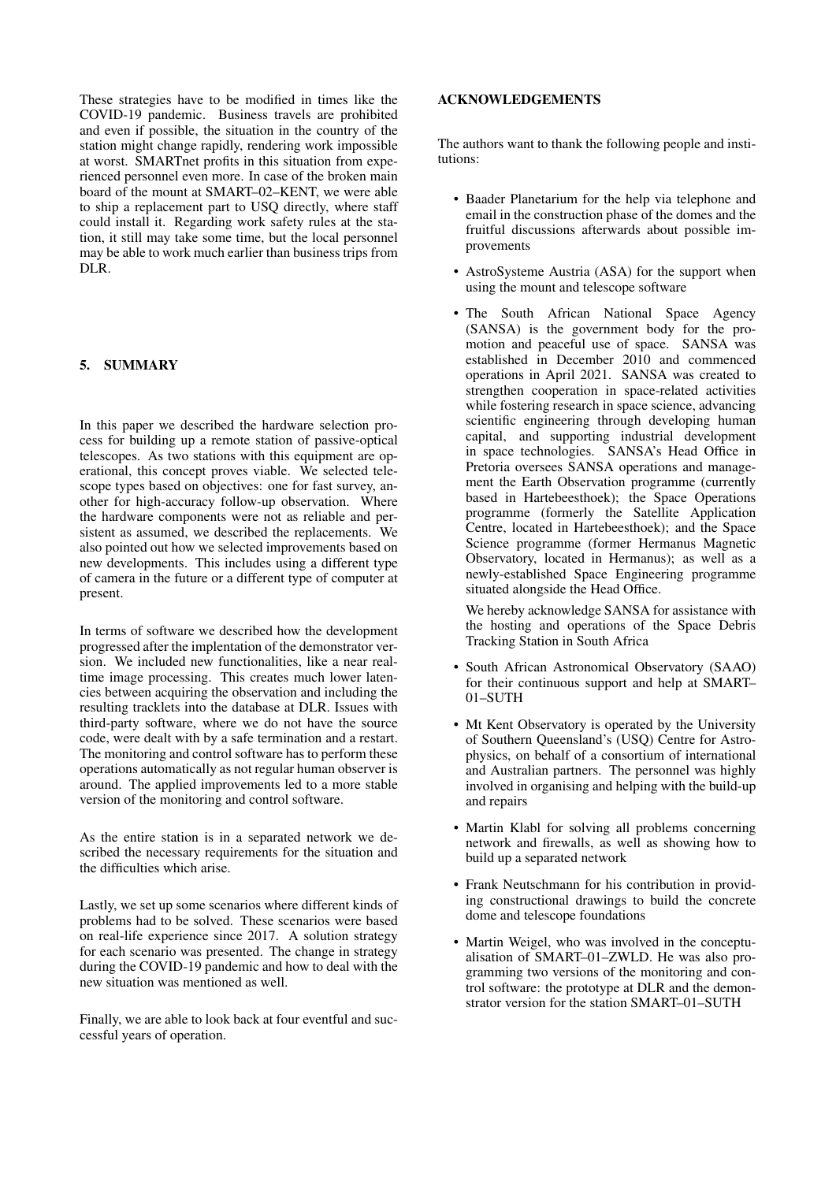These strategies have to be modified in times like the COVID-19 pandemic. Business travels are prohibited and even if possible, the situation in the country of the station might change rapidly, rendering work impossible at worst. SMARTnet profits in this situation from experienced personnel even more. In case of the broken main board of the mount at SMART–02–KENT, we were able to ship a replacement part to USQ directly, where staff could install it. Regarding work safety rules at the station, it still may take some time, but the local personnel may be able to work much earlier than business trips from DLR.

## 5. SUMMARY

In this paper we described the hardware selection process for building up a remote station of passive-optical telescopes. As two stations with this equipment are operational, this concept proves viable. We selected telescope types based on objectives: one for fast survey, another for high-accuracy follow-up observation. Where the hardware components were not as reliable and persistent as assumed, we described the replacements. We also pointed out how we selected improvements based on new developments. This includes using a different type of camera in the future or a different type of computer at present.

In terms of software we described how the development progressed after the implentation of the demonstrator version. We included new functionalities, like a near real-time image processing. This creates much lower latencies between acquiring the observation and including the resulting tracklets into the database at DLR. Issues with third-party software, where we do not have the source code, were dealt with by a safe termination and a restart. The monitoring and control software has to perform these operations automatically as not regular human observer is around. The applied improvements led to a more stable version of the monitoring and control software.

As the entire station is in a separated network we described the necessary requirements for the situation and the difficulties which arise.

Lastly, we set up some scenarios where different kinds of problems had to be solved. These scenarios were based on real-life experience since 2017. A solution strategy for each scenario was presented. The change in strategy during the COVID-19 pandemic and how to deal with the new situation was mentioned as well.

Finally, we are able to look back at four eventful and successful years of operation.

## ACKNOWLEDGEMENTS

The authors want to thank the following people and institutions:

- Baader Planetarium for the help via telephone and email in the construction phase of the domes and the fruitful discussions afterwards about possible improvements
- AstroSysteme Austria (ASA) for the support when using the mount and telescope software
- The South African National Space Agency (SANSA) is the government body for the promotion and peaceful use of space. SANSA was established in December 2010 and commenced operations in April 2021. SANSA was created to strengthen cooperation in space-related activities while fostering research in space science, advancing scientific engineering through developing human capital, and supporting industrial development in space technologies. SANSA's Head Office in Pretoria oversees SANSA operations and management the Earth Observation programme (currently based in Hartebeesthoek); the Space Operations programme (formerly the Satellite Application Centre, located in Hartebeesthoek); and the Space Science programme (former Hermanus Magnetic Observatory, located in Hermanus); as well as a newly-established Space Engineering programme situated alongside the Head Office.

  We hereby acknowledge SANSA for assistance with the hosting and operations of the Space Debris Tracking Station in South Africa
- South African Astronomical Observatory (SAAO) for their continuous support and help at SMART–01–SUTH
- Mt Kent Observatory is operated by the University of Southern Queensland's (USQ) Centre for Astrophysics, on behalf of a consortium of international and Australian partners. The personnel was highly involved in organising and helping with the build-up and repairs
- Martin Klabl for solving all problems concerning network and firewalls, as well as showing how to build up a separated network
- Frank Neutschmann for his contribution in providing constructional drawings to build the concrete dome and telescope foundations
- Martin Weigel, who was involved in the conceptualisation of SMART–01–ZWLD. He was also programming two versions of the monitoring and control software: the prototype at DLR and the demonstrator version for the station SMART–01–SUTH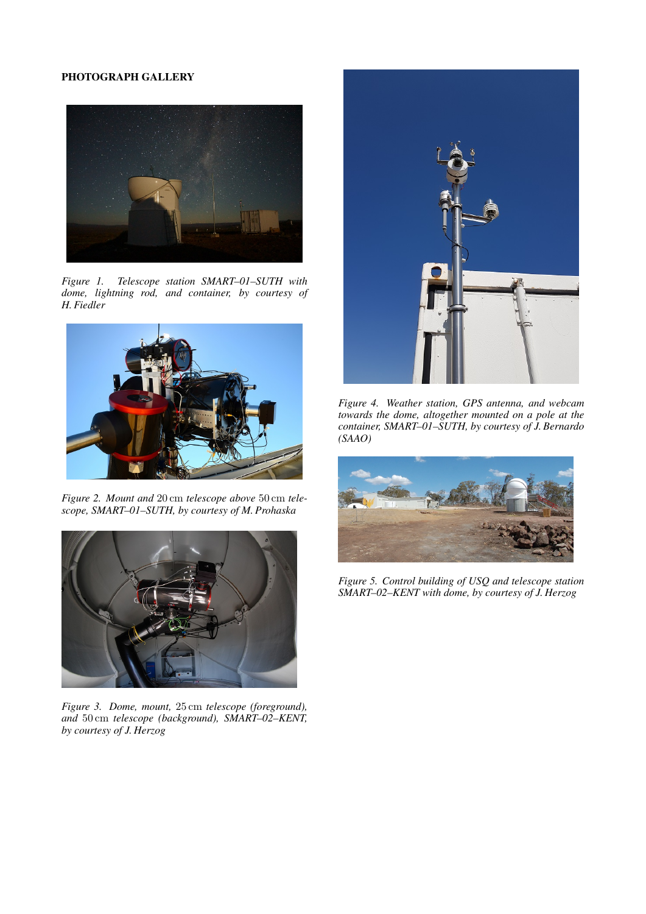**PHOTOGRAPH GALLERY**

*Figure 1. Telescope station SMART–01–SUTH with dome, lightning rod, and container, by courtesy of H. Fiedler*

*Figure 2. Mount and* 20 cm *telescope above* 50 cm *telescope, SMART–01–SUTH, by courtesy of M. Prohaska*

*Figure 3. Dome, mount,* 25 cm *telescope (foreground), and* 50 cm *telescope (background), SMART–02–KENT, by courtesy of J. Herzog*

*Figure 4. Weather station, GPS antenna, and webcam towards the dome, altogether mounted on a pole at the container, SMART–01–SUTH, by courtesy of J. Bernardo (SAAO)*

*Figure 5. Control building of USQ and telescope station SMART–02–KENT with dome, by courtesy of J. Herzog*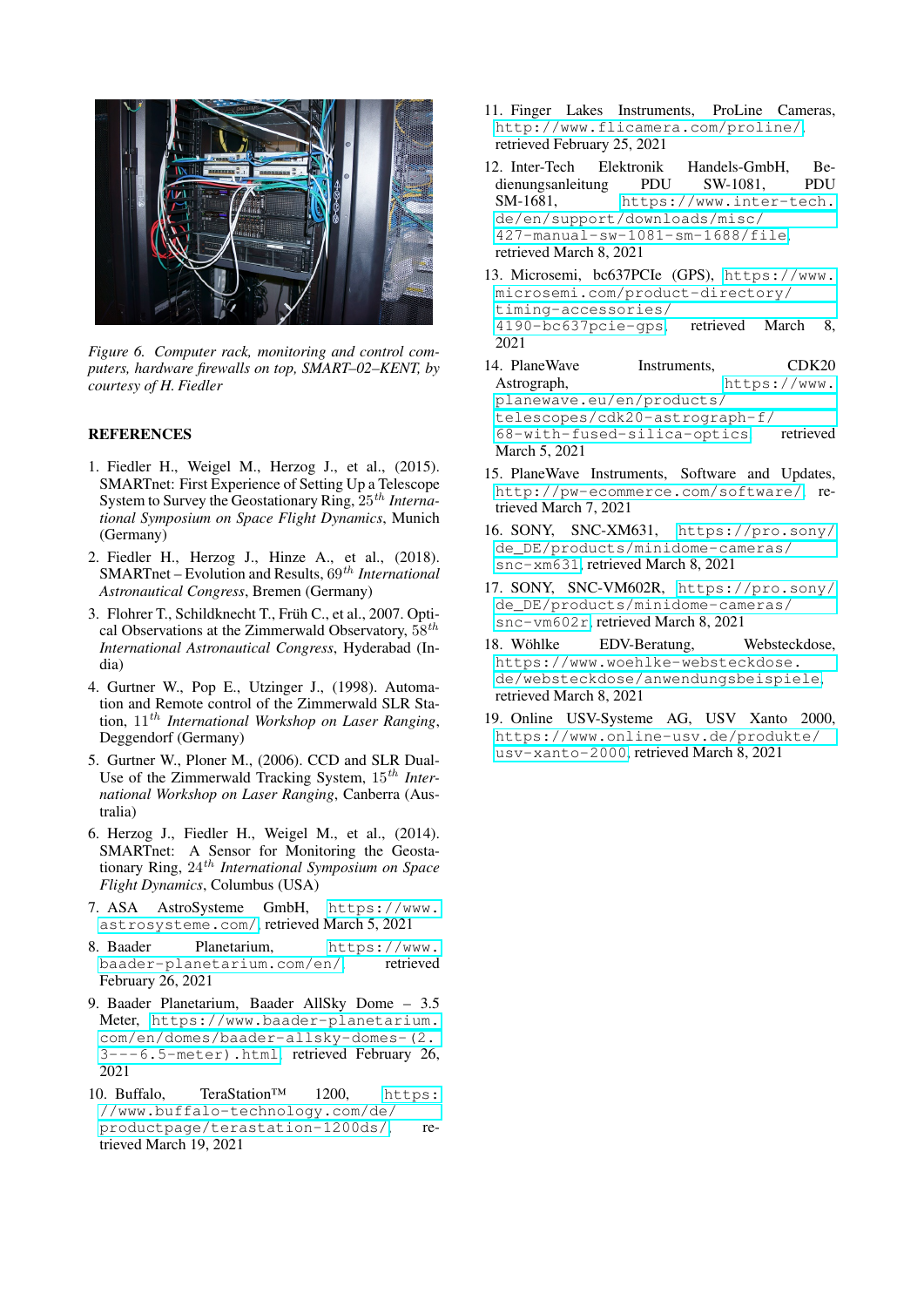Figure 6. Computer rack, monitoring and control computers, hardware firewalls on top, SMART–02–KENT, by courtesy of H. Fiedler

## REFERENCES

1. Fiedler H., Weigel M., Herzog J., et al., (2015). SMARTnet: First Experience of Setting Up a Telescope System to Survey the Geostationary Ring, $25^{th}$ *International Symposium on Space Flight Dynamics*, Munich (Germany)
2. Fiedler H., Herzog J., Hinze A., et al., (2018). SMARTnet – Evolution and Results, $69^{th}$ *International Astronautical Congress*, Bremen (Germany)
3. Flohrer T., Schildknecht T., Früh C., et al., 2007. Optical Observations at the Zimmerwald Observatory, $58^{th}$ *International Astronautical Congress*, Hyderabad (India)
4. Gurtner W., Pop E., Utzinger J., (1998). Automation and Remote control of the Zimmerwald SLR Station, $11^{th}$ *International Workshop on Laser Ranging*, Deggendorf (Germany)
5. Gurtner W., Ploner M., (2006). CCD and SLR Dual-Use of the Zimmerwald Tracking System, $15^{th}$ *International Workshop on Laser Ranging*, Canberra (Australia)
6. Herzog J., Fiedler H., Weigel M., et al., (2014). SMARTnet: A Sensor for Monitoring the Geostationary Ring, $24^{th}$ *International Symposium on Space Flight Dynamics*, Columbus (USA)
7. ASA AstroSysteme GmbH, https://www.astrosysteme.com/, retrieved March 5, 2021
8. Baader Planetarium, https://www.baader-planetarium.com/en/, retrieved February 26, 2021
9. Baader Planetarium, Baader AllSky Dome – 3.5 Meter, https://www.baader-planetarium.com/en/domes/baader-allsky-domes-(2.3---6.5-meter).html, retrieved February 26, 2021
10. Buffalo, TeraStation™ 1200, https://www.buffalo-technology.com/de/productpage/terastation-1200ds/, retrieved March 19, 2021
11. Finger Lakes Instruments, ProLine Cameras, http://www.flicamera.com/proline/, retrieved February 25, 2021
12. Inter-Tech Elektronik Handels-GmbH, Bedienungsanleitung PDU SW-1081, PDU SM-1681, https://www.inter-tech.de/en/support/downloads/misc/427-manual-sw-1081-sm-1688/file, retrieved March 8, 2021
13. Microsemi, bc637PCIe (GPS), https://www.microsemi.com/product-directory/timing-accessories/4190-bc637pcie-gps, retrieved March 8, 2021
14. PlaneWave Instruments, CDK20 Astrograph, https://www.planewave.eu/en/products/telescopes/cdk20-astrograph-f/68-with-fused-silica-optics, retrieved March 5, 2021
15. PlaneWave Instruments, Software and Updates, http://pw-ecommerce.com/software/, retrieved March 7, 2021
16. SONY, SNC-XM631, https://pro.sony/de_DE/products/minidome-cameras/snc-xm631, retrieved March 8, 2021
17. SONY, SNC-VM602R, https://pro.sony/de_DE/products/minidome-cameras/snc-vm602r, retrieved March 8, 2021
18. Wöhlke EDV-Beratung, Websteckdose, https://www.woehlke-websteckdose.de/websteckdose/anwendungsbeispiele, retrieved March 8, 2021
19. Online USV-Systeme AG, USV Xanto 2000, https://www.online-usv.de/produkte/usv-xanto-2000, retrieved March 8, 2021